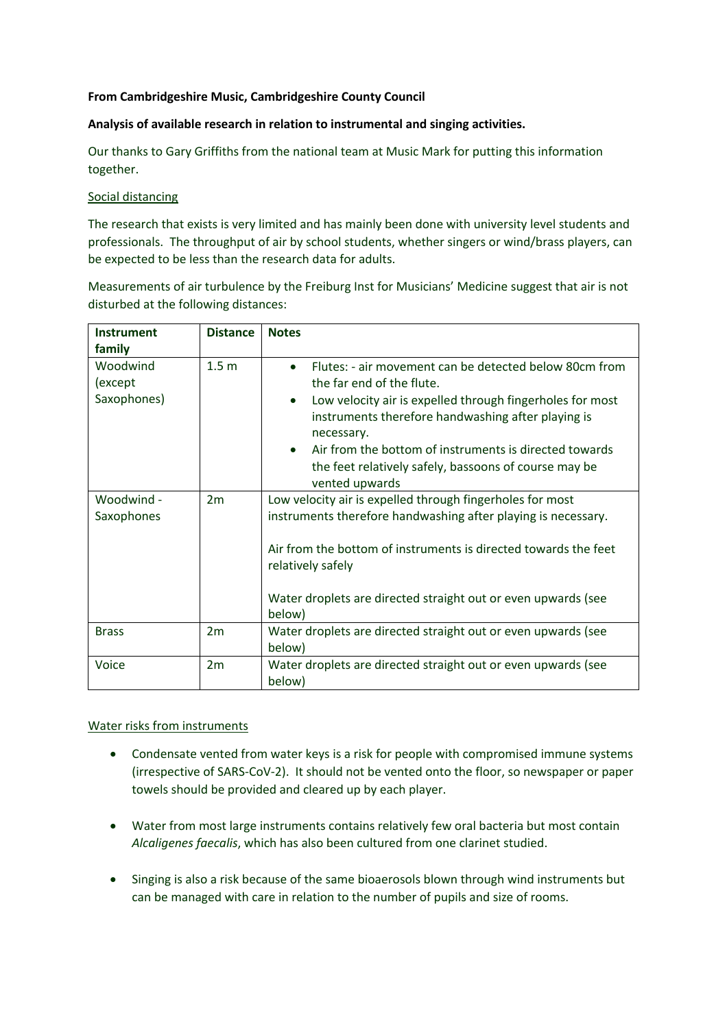**From Cambridgeshire Music, Cambridgeshire County Council**

**Analysis of available research in relation to instrumental and singing activities.**

Our thanks to Gary Griffiths from the national team at Music Mark for putting this information together.

Social distancing

The research that exists is very limited and has mainly been done with university level students and professionals. The throughput of air by school students, whether singers or wind/brass players, can be expected to be less than the research data for adults.

Measurements of air turbulence by the Freiburg Inst for Musicians' Medicine suggest that air is not disturbed at the following distances:

| Instrument family | Distance | Notes |
|---|---|---|
| Woodwind (except Saxophones) | 1.5 m | • Flutes: - air movement can be detected below 80cm from the far end of the flute.<br>• Low velocity air is expelled through fingerholes for most instruments therefore handwashing after playing is necessary.<br>• Air from the bottom of instruments is directed towards the feet relatively safely, bassoons of course may be vented upwards |
| Woodwind - Saxophones | 2m | Low velocity air is expelled through fingerholes for most instruments therefore handwashing after playing is necessary.<br><br>Air from the bottom of instruments is directed towards the feet relatively safely<br><br>Water droplets are directed straight out or even upwards (see below) |
| Brass | 2m | Water droplets are directed straight out or even upwards (see below) |
| Voice | 2m | Water droplets are directed straight out or even upwards (see below) |

Water risks from instruments

- Condensate vented from water keys is a risk for people with compromised immune systems (irrespective of SARS-CoV-2). It should not be vented onto the floor, so newspaper or paper towels should be provided and cleared up by each player.

- Water from most large instruments contains relatively few oral bacteria but most contain *Alcaligenes faecalis*, which has also been cultured from one clarinet studied.

- Singing is also a risk because of the same bioaerosols blown through wind instruments but can be managed with care in relation to the number of pupils and size of rooms.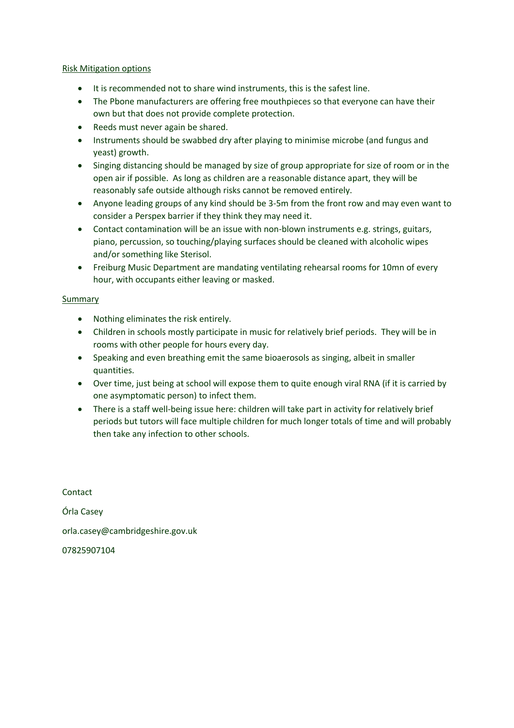Risk Mitigation options

- It is recommended not to share wind instruments, this is the safest line.
- The Pbone manufacturers are offering free mouthpieces so that everyone can have their own but that does not provide complete protection.
- Reeds must never again be shared.
- Instruments should be swabbed dry after playing to minimise microbe (and fungus and yeast) growth.
- Singing distancing should be managed by size of group appropriate for size of room or in the open air if possible. As long as children are a reasonable distance apart, they will be reasonably safe outside although risks cannot be removed entirely.
- Anyone leading groups of any kind should be 3-5m from the front row and may even want to consider a Perspex barrier if they think they may need it.
- Contact contamination will be an issue with non-blown instruments e.g. strings, guitars, piano, percussion, so touching/playing surfaces should be cleaned with alcoholic wipes and/or something like Sterisol.
- Freiburg Music Department are mandating ventilating rehearsal rooms for 10mn of every hour, with occupants either leaving or masked.

Summary

- Nothing eliminates the risk entirely.
- Children in schools mostly participate in music for relatively brief periods. They will be in rooms with other people for hours every day.
- Speaking and even breathing emit the same bioaerosols as singing, albeit in smaller quantities.
- Over time, just being at school will expose them to quite enough viral RNA (if it is carried by one asymptomatic person) to infect them.
- There is a staff well-being issue here: children will take part in activity for relatively brief periods but tutors will face multiple children for much longer totals of time and will probably then take any infection to other schools.

Contact

Órla Casey

orla.casey@cambridgeshire.gov.uk

07825907104